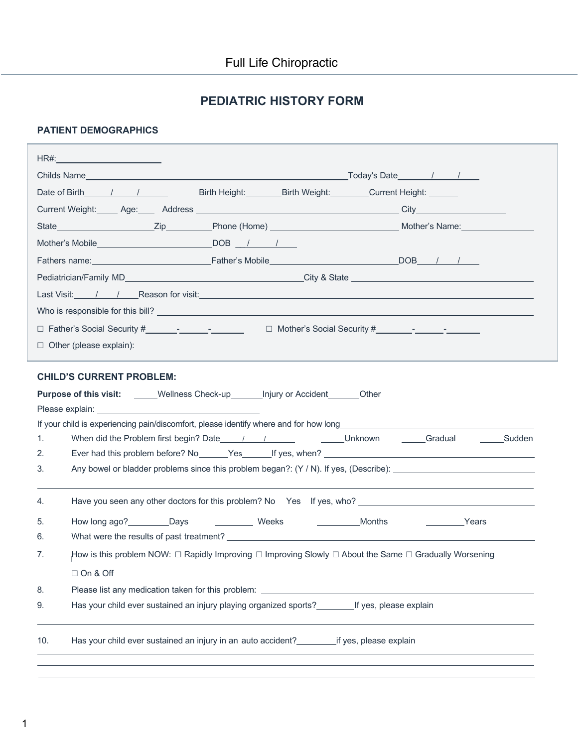Full Life Chiropractic

# PEDIATRIC HISTORY FORM

## PATIENT DEMOGRAPHICS

HR#:____________________

Childs Name______________________________________________Today's Date_____/____/____

Date of Birth_____/_____/______ Birth Height:_______Birth Weight:________Current Height: ______

Current Weight:_____ Age:____ Address ______________________________________ City__________________

State__________________Zip_________Phone (Home) ________________________ Mother's Name:______________

Mother's Mobile______________________DOB __/_____/_____

Fathers name:______________________Father's Mobile_________________________DOB____/____/____

Pediatrician/Family MD________________________________City & State ____________________________

Last Visit:____/____/____Reason for visit:______________________________________________________

Who is responsible for this bill? ______________________________________________________________

☐ Father's Social Security #______-______-_______ ☐ Mother's Social Security #_______-______-_______

☐ Other (please explain):

## CHILD'S CURRENT PROBLEM:

**Purpose of this visit:** _____Wellness Check-up_______Injury or Accident______Other

Please explain: ________________________________

If your child is experiencing pain/discomfort, please identify where and for how long_____________________________

1. When did the Problem first begin? Date_____/____/______ _____Unknown _____Gradual _____Sudden
2. Ever had this problem before? No______Yes______If yes, when? ______________________________
3. Any bowel or bladder problems since this problem began?: (Y / N). If yes, (Describe): __________________

______________________________________________________________________________

4. Have you seen any other doctors for this problem? No Yes If yes, who? ______________________________
5. How long ago?_________Days ________ Weeks _________Months ________Years
6. What were the results of past treatment? ______________________________________________
7. How is this problem NOW: ☐ Rapidly Improving ☐ Improving Slowly ☐ About the Same ☐ Gradually Worsening

   ☐ On & Off
8. Please list any medication taken for this problem: ________________________________________
9. Has your child ever sustained an injury playing organized sports?________If yes, please explain

______________________________________________________________________________

10. Has your child ever sustained an injury in an auto accident?________if yes, please explain

______________________________________________________________________________

______________________________________________________________________________

______________________________________________________________________________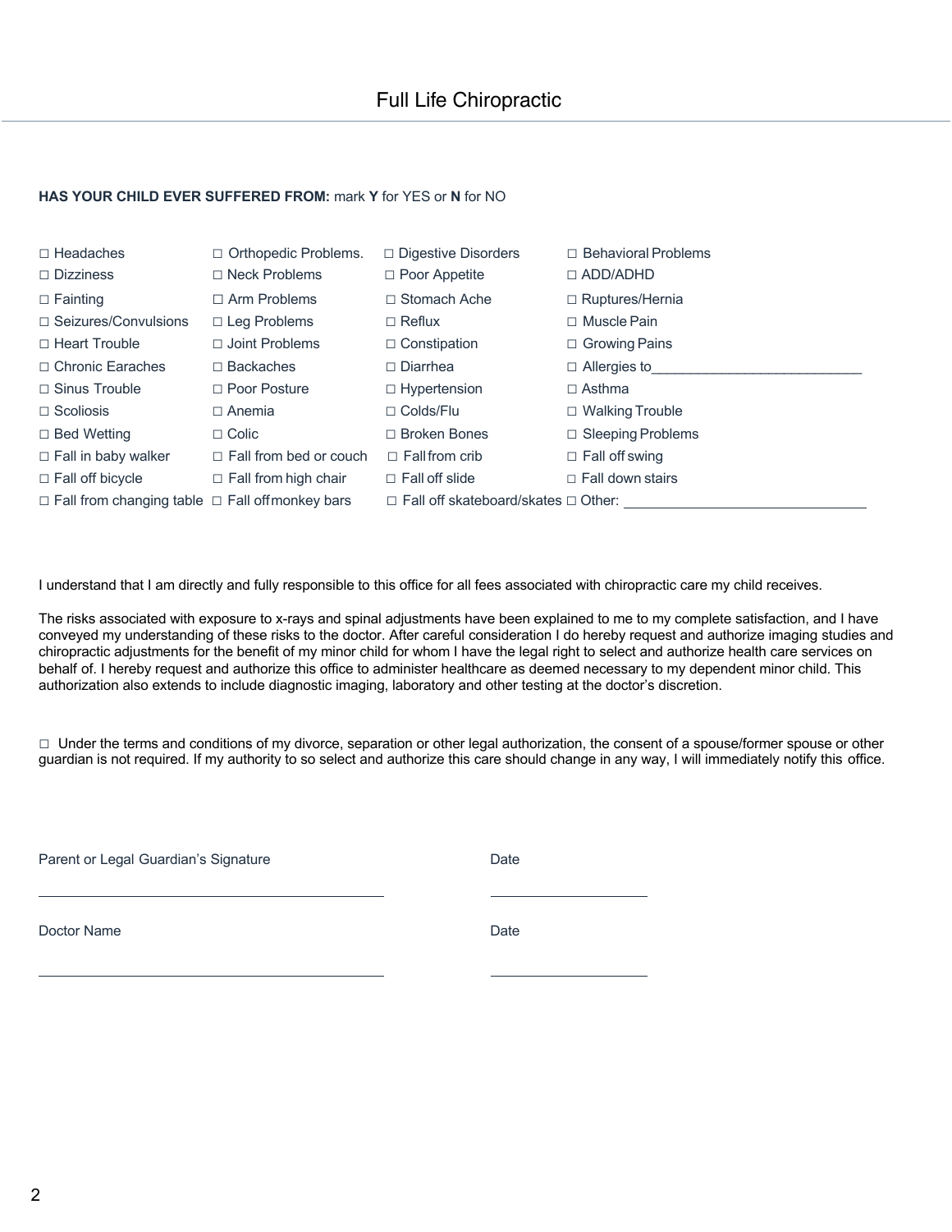# Full Life Chiropractic

**HAS YOUR CHILD EVER SUFFERED FROM:** mark **Y** for YES or **N** for NO

| | | | |
|---|---|---|---|
| ☐ Headaches | ☐ Orthopedic Problems. | ☐ Digestive Disorders | ☐ Behavioral Problems |
| ☐ Dizziness | ☐ Neck Problems | ☐ Poor Appetite | ☐ ADD/ADHD |
| ☐ Fainting | ☐ Arm Problems | ☐ Stomach Ache | ☐ Ruptures/Hernia |
| ☐ Seizures/Convulsions | ☐ Leg Problems | ☐ Reflux | ☐ Muscle Pain |
| ☐ Heart Trouble | ☐ Joint Problems | ☐ Constipation | ☐ Growing Pains |
| ☐ Chronic Earaches | ☐ Backaches | ☐ Diarrhea | ☐ Allergies to___________________________ |
| ☐ Sinus Trouble | ☐ Poor Posture | ☐ Hypertension | ☐ Asthma |
| ☐ Scoliosis | ☐ Anemia | ☐ Colds/Flu | ☐ Walking Trouble |
| ☐ Bed Wetting | ☐ Colic | ☐ Broken Bones | ☐ Sleeping Problems |
| ☐ Fall in baby walker | ☐ Fall from bed or couch | ☐ Fall from crib | ☐ Fall off swing |
| ☐ Fall off bicycle | ☐ Fall from high chair | ☐ Fall off slide | ☐ Fall down stairs |
| ☐ Fall from changing table | ☐ Fall off monkey bars | ☐ Fall off skateboard/skates | ☐ Other: ______________________________ |

I understand that I am directly and fully responsible to this office for all fees associated with chiropractic care my child receives.

The risks associated with exposure to x-rays and spinal adjustments have been explained to me to my complete satisfaction, and I have conveyed my understanding of these risks to the doctor. After careful consideration I do hereby request and authorize imaging studies and chiropractic adjustments for the benefit of my minor child for whom I have the legal right to select and authorize health care services on behalf of. I hereby request and authorize this office to administer healthcare as deemed necessary to my dependent minor child. This authorization also extends to include diagnostic imaging, laboratory and other testing at the doctor's discretion.

☐ Under the terms and conditions of my divorce, separation or other legal authorization, the consent of a spouse/former spouse or other guardian is not required. If my authority to so select and authorize this care should change in any way, I will immediately notify this office.

Parent or Legal Guardian's Signature ______________________________ Date ________________

Doctor Name ______________________________ Date ________________